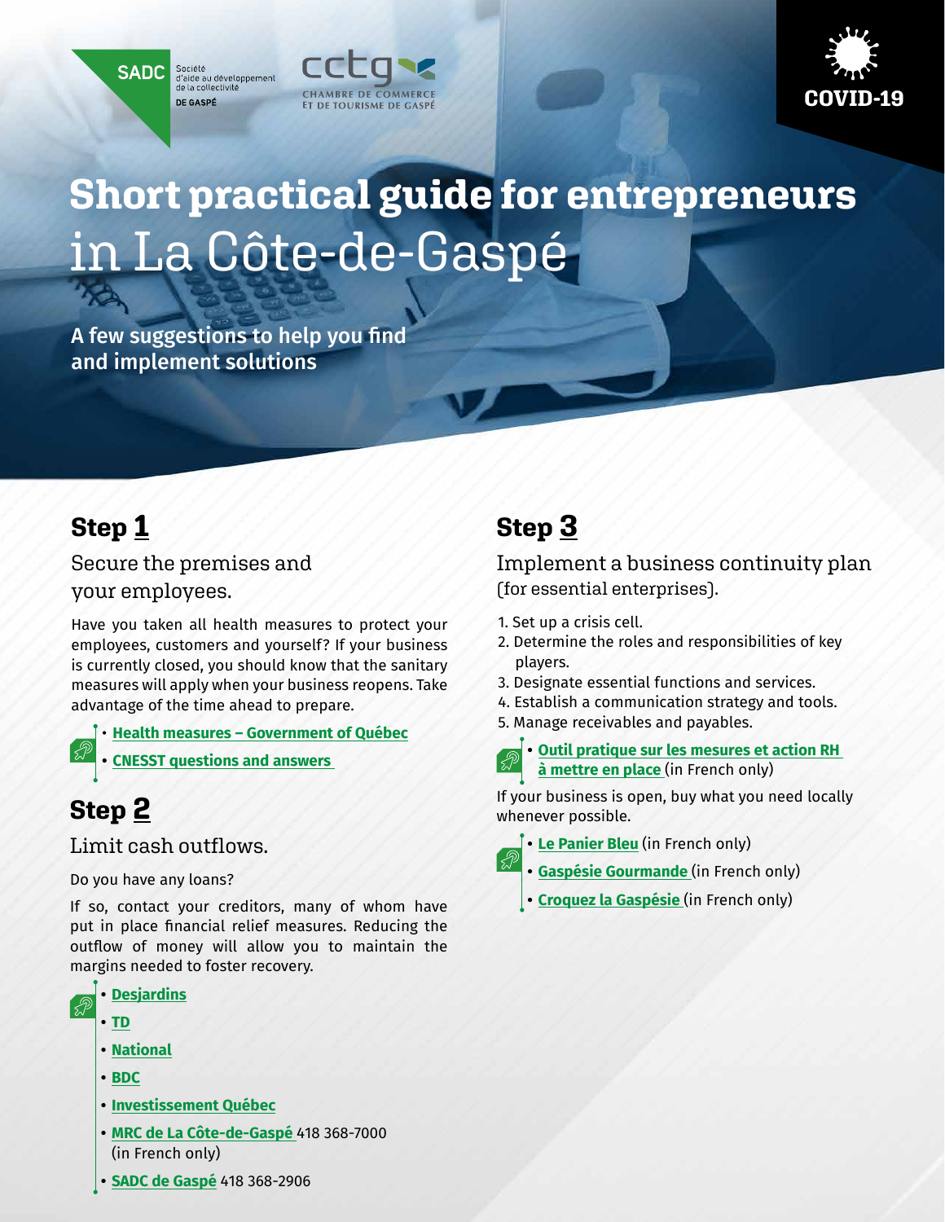SADC Société d'aide au développement de la collectivité DE GASPÉ

cctg CHAMBRE DE COMMERCE ET DE TOURISME DE GASPÉ

COVID-19

# Short practical guide for entrepreneurs in La Côte-de-Gaspé

A few suggestions to help you find and implement solutions

## Step 1

### Secure the premises and your employees.

Have you taken all health measures to protect your employees, customers and yourself? If your business is currently closed, you should know that the sanitary measures will apply when your business reopens. Take advantage of the time ahead to prepare.

- **Health measures – Government of Québec**
- **CNESST questions and answers**

## Step 2

### Limit cash outflows.

Do you have any loans?

If so, contact your creditors, many of whom have put in place financial relief measures. Reducing the outflow of money will allow you to maintain the margins needed to foster recovery.

- **Desjardins**
- **TD**
- **National**
- **BDC**
- **Investissement Québec**
- **MRC de La Côte-de-Gaspé** 418 368-7000 (in French only)
- **SADC de Gaspé** 418 368-2906

## Step 3

### Implement a business continuity plan (for essential enterprises).

1. Set up a crisis cell.
2. Determine the roles and responsibilities of key players.
3. Designate essential functions and services.
4. Establish a communication strategy and tools.
5. Manage receivables and payables.

- **Outil pratique sur les mesures et action RH à mettre en place** (in French only)

If your business is open, buy what you need locally whenever possible.

- **Le Panier Bleu** (in French only)
- **Gaspésie Gourmande** (in French only)
- **Croquez la Gaspésie** (in French only)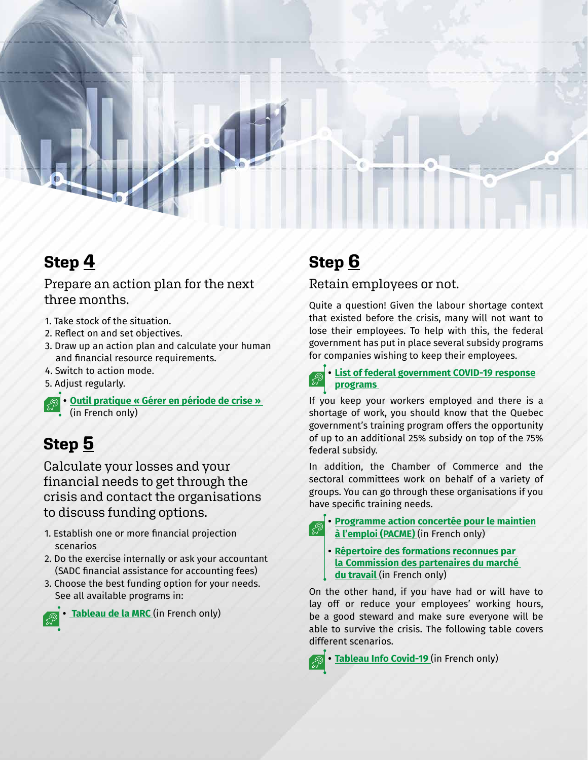## Step 4

### Prepare an action plan for the next three months.

1. Take stock of the situation.
2. Reflect on and set objectives.
3. Draw up an action plan and calculate your human and financial resource requirements.
4. Switch to action mode.
5. Adjust regularly.

- **Outil pratique « Gérer en période de crise »** (in French only)

## Step 5

### Calculate your losses and your financial needs to get through the crisis and contact the organisations to discuss funding options.

1. Establish one or more financial projection scenarios
2. Do the exercise internally or ask your accountant (SADC financial assistance for accounting fees)
3. Choose the best funding option for your needs. See all available programs in:

- **Tableau de la MRC** (in French only)

## Step 6

### Retain employees or not.

Quite a question! Given the labour shortage context that existed before the crisis, many will not want to lose their employees. To help with this, the federal government has put in place several subsidy programs for companies wishing to keep their employees.

- **List of federal government COVID-19 response programs**

If you keep your workers employed and there is a shortage of work, you should know that the Quebec government's training program offers the opportunity of up to an additional 25% subsidy on top of the 75% federal subsidy.

In addition, the Chamber of Commerce and the sectoral committees work on behalf of a variety of groups. You can go through these organisations if you have specific training needs.

- **Programme action concertée pour le maintien à l'emploi (PACME)** (in French only)
- **Répertoire des formations reconnues par la Commission des partenaires du marché du travail** (in French only)

On the other hand, if you have had or will have to lay off or reduce your employees' working hours, be a good steward and make sure everyone will be able to survive the crisis. The following table covers different scenarios.

- **Tableau Info Covid-19** (in French only)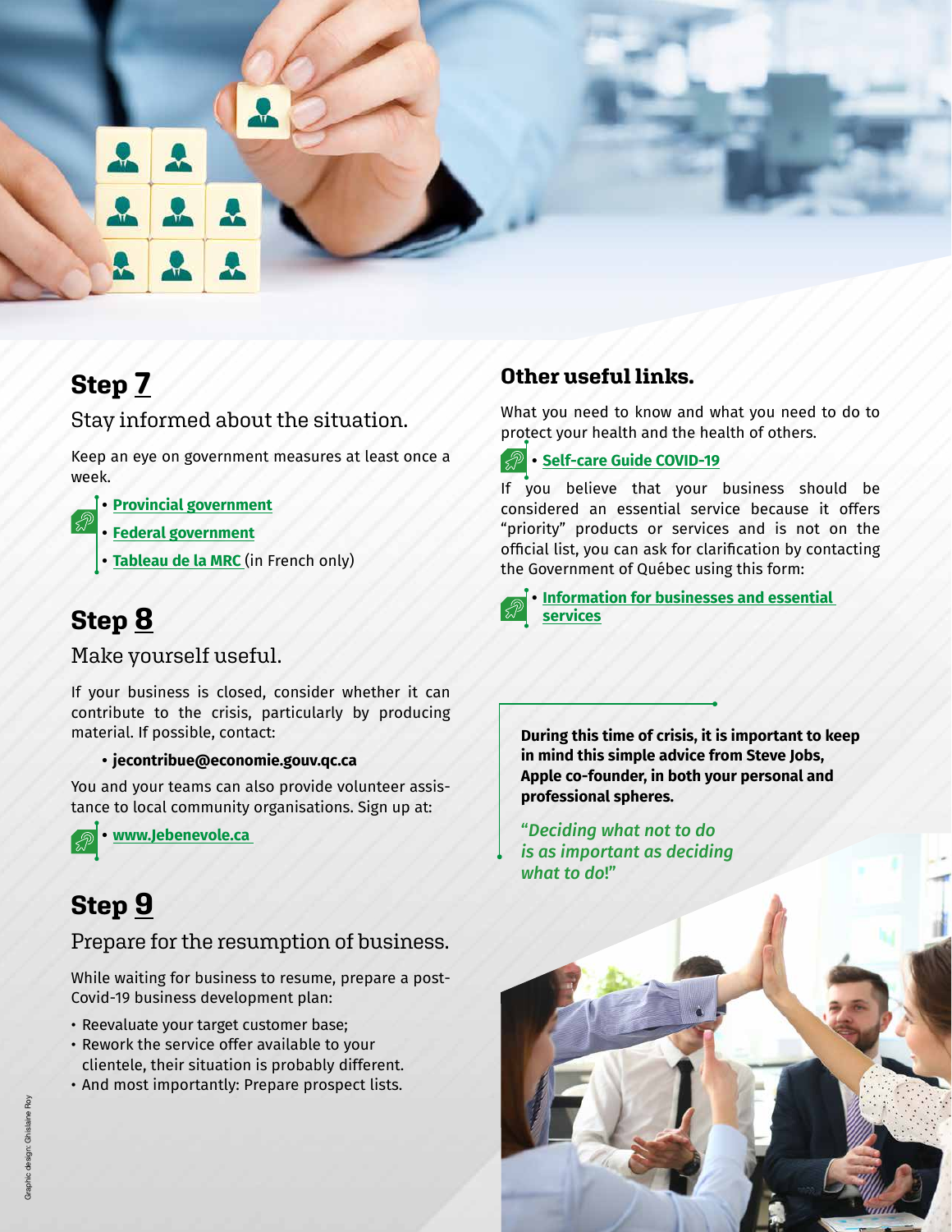## Step 7

### Stay informed about the situation.

Keep an eye on government measures at least once a week.

- **Provincial government**
- **Federal government**
- **Tableau de la MRC** (in French only)

## Step 8

### Make yourself useful.

If your business is closed, consider whether it can contribute to the crisis, particularly by producing material. If possible, contact:

- **jecontribue@economie.gouv.qc.ca**

You and your teams can also provide volunteer assistance to local community organisations. Sign up at:

- **www.Jebenevole.ca**

## Step 9

### Prepare for the resumption of business.

While waiting for business to resume, prepare a post-Covid-19 business development plan:

- Reevaluate your target customer base;
- Rework the service offer available to your clientele, their situation is probably different.
- And most importantly: Prepare prospect lists.

## Other useful links.

What you need to know and what you need to do to protect your health and the health of others.

- **Self-care Guide COVID-19**

If you believe that your business should be considered an essential service because it offers "priority" products or services and is not on the official list, you can ask for clarification by contacting the Government of Québec using this form:

- **Information for businesses and essential services**

**During this time of crisis, it is important to keep in mind this simple advice from Steve Jobs, Apple co-founder, in both your personal and professional spheres.**

***"Deciding what not to do is as important as deciding what to do!"***

Graphic design: Ghislaine Roy